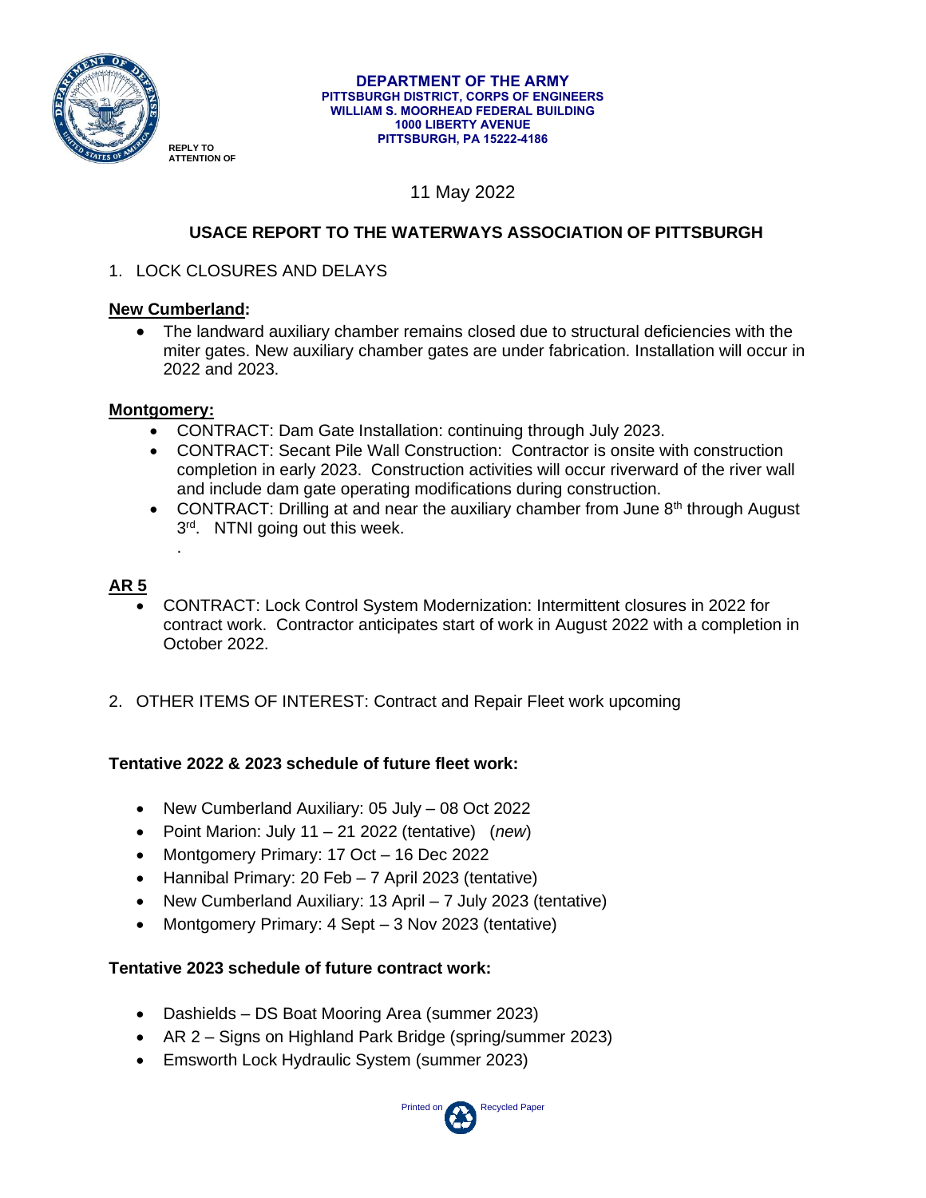**DEPARTMENT OF THE ARMY**
**PITTSBURGH DISTRICT, CORPS OF ENGINEERS**
**WILLIAM S. MOORHEAD FEDERAL BUILDING**
**1000 LIBERTY AVENUE**
**PITTSBURGH, PA 15222-4186**

REPLY TO
ATTENTION OF

11 May 2022

## USACE REPORT TO THE WATERWAYS ASSOCIATION OF PITTSBURGH

1. LOCK CLOSURES AND DELAYS

**New Cumberland:**

- The landward auxiliary chamber remains closed due to structural deficiencies with the miter gates. New auxiliary chamber gates are under fabrication. Installation will occur in 2022 and 2023.

**Montgomery:**

- CONTRACT: Dam Gate Installation: continuing through July 2023.
- CONTRACT: Secant Pile Wall Construction: Contractor is onsite with construction completion in early 2023. Construction activities will occur riverward of the river wall and include dam gate operating modifications during construction.
- CONTRACT: Drilling at and near the auxiliary chamber from June 8th through August 3rd. NTNI going out this week.

**AR 5**

- CONTRACT: Lock Control System Modernization: Intermittent closures in 2022 for contract work. Contractor anticipates start of work in August 2022 with a completion in October 2022.

2. OTHER ITEMS OF INTEREST: Contract and Repair Fleet work upcoming

**Tentative 2022 & 2023 schedule of future fleet work:**

- New Cumberland Auxiliary: 05 July – 08 Oct 2022
- Point Marion: July 11 – 21 2022 (tentative) (*new*)
- Montgomery Primary: 17 Oct – 16 Dec 2022
- Hannibal Primary: 20 Feb – 7 April 2023 (tentative)
- New Cumberland Auxiliary: 13 April – 7 July 2023 (tentative)
- Montgomery Primary: 4 Sept – 3 Nov 2023 (tentative)

**Tentative 2023 schedule of future contract work:**

- Dashields – DS Boat Mooring Area (summer 2023)
- AR 2 – Signs on Highland Park Bridge (spring/summer 2023)
- Emsworth Lock Hydraulic System (summer 2023)

Printed on Recycled Paper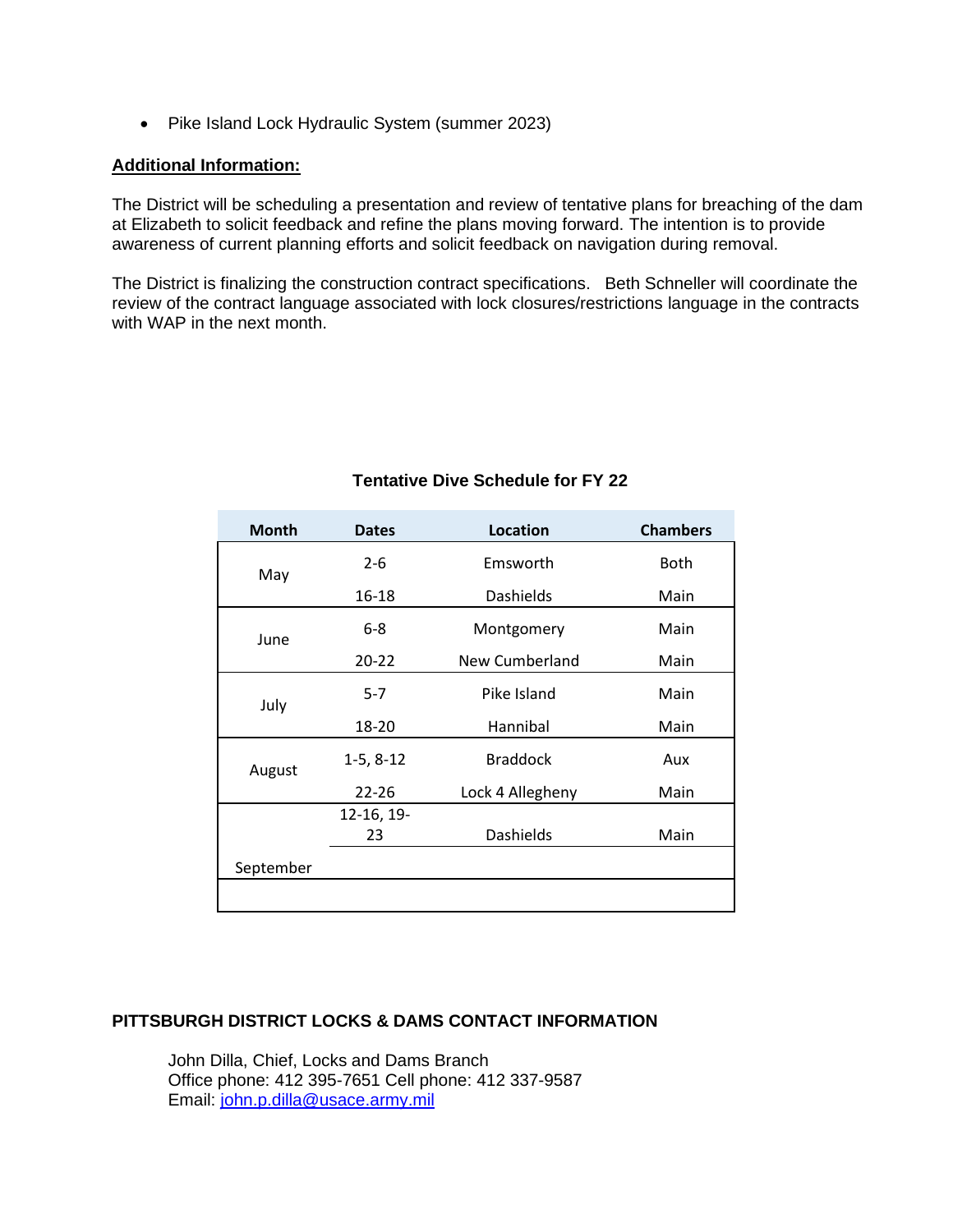- Pike Island Lock Hydraulic System (summer 2023)

**Additional Information:**

The District will be scheduling a presentation and review of tentative plans for breaching of the dam at Elizabeth to solicit feedback and refine the plans moving forward. The intention is to provide awareness of current planning efforts and solicit feedback on navigation during removal.

The District is finalizing the construction contract specifications. Beth Schneller will coordinate the review of the contract language associated with lock closures/restrictions language in the contracts with WAP in the next month.

**Tentative Dive Schedule for FY 22**

| Month | Dates | Location | Chambers |
|---|---|---|---|
| May | 2-6 | Emsworth | Both |
| | 16-18 | Dashields | Main |
| June | 6-8 | Montgomery | Main |
| | 20-22 | New Cumberland | Main |
| July | 5-7 | Pike Island | Main |
| | 18-20 | Hannibal | Main |
| August | 1-5, 8-12 | Braddock | Aux |
| | 22-26 | Lock 4 Allegheny | Main |
| September | 12-16, 19-23 | Dashields | Main |
| | | | |

**PITTSBURGH DISTRICT LOCKS & DAMS CONTACT INFORMATION**

John Dilla, Chief, Locks and Dams Branch
Office phone: 412 395-7651 Cell phone: 412 337-9587
Email: john.p.dilla@usace.army.mil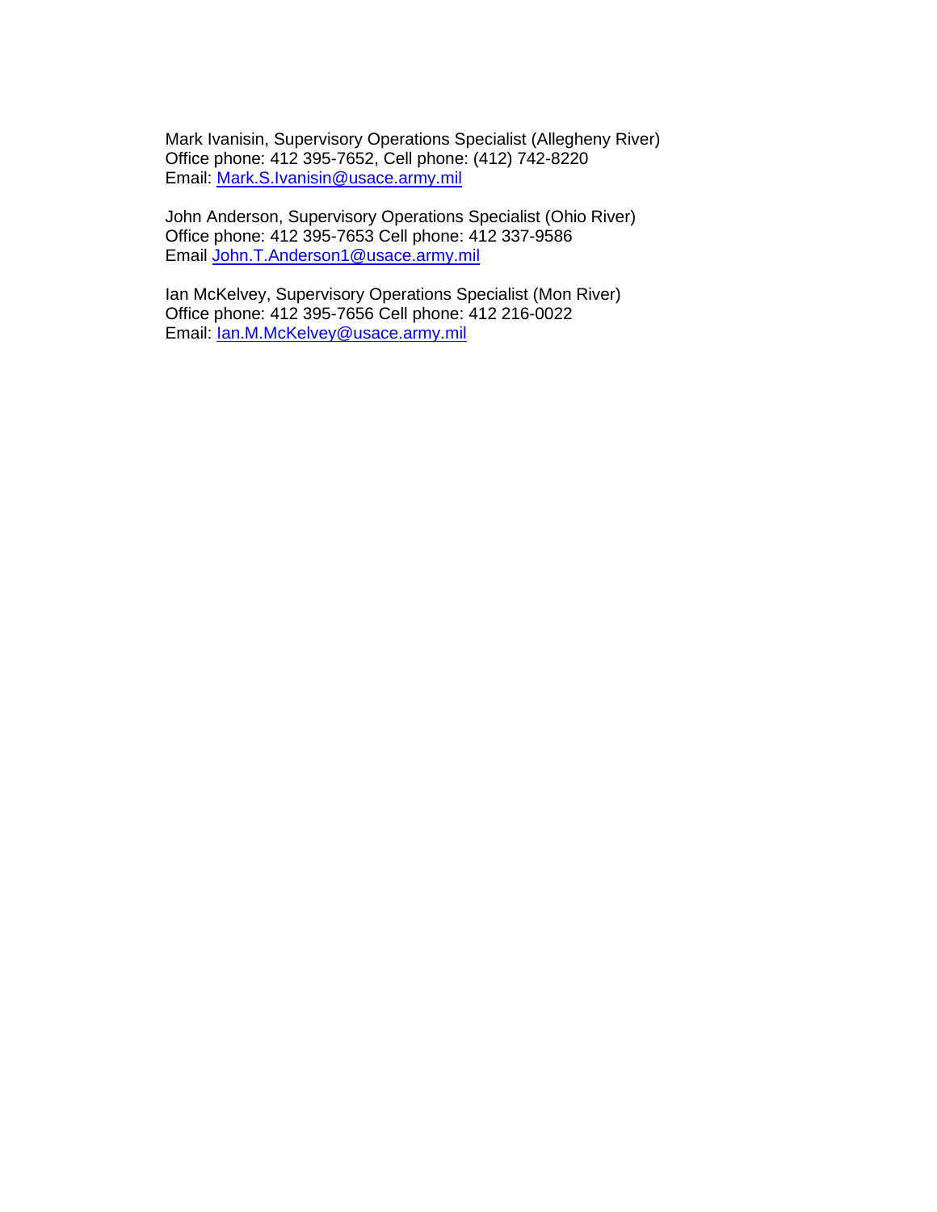Mark Ivanisin, Supervisory Operations Specialist (Allegheny River)
Office phone: 412 395-7652, Cell phone: (412) 742-8220
Email: Mark.S.Ivanisin@usace.army.mil

John Anderson, Supervisory Operations Specialist (Ohio River)
Office phone: 412 395-7653 Cell phone: 412 337-9586
Email John.T.Anderson1@usace.army.mil

Ian McKelvey, Supervisory Operations Specialist (Mon River)
Office phone: 412 395-7656 Cell phone: 412 216-0022
Email: Ian.M.McKelvey@usace.army.mil